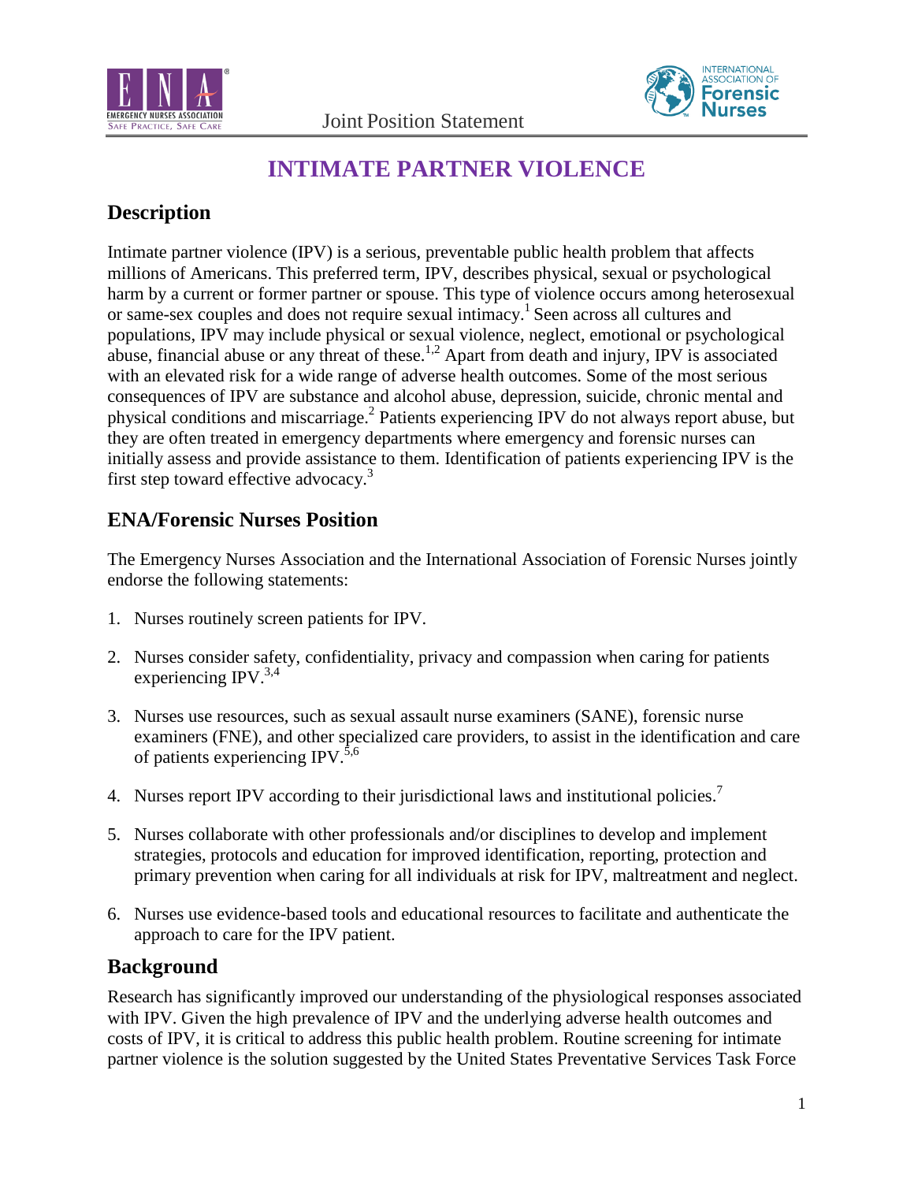Joint Position Statement

# INTIMATE PARTNER VIOLENCE

## Description

Intimate partner violence (IPV) is a serious, preventable public health problem that affects millions of Americans. This preferred term, IPV, describes physical, sexual or psychological harm by a current or former partner or spouse. This type of violence occurs among heterosexual or same-sex couples and does not require sexual intimacy.[1] Seen across all cultures and populations, IPV may include physical or sexual violence, neglect, emotional or psychological abuse, financial abuse or any threat of these.[1,2] Apart from death and injury, IPV is associated with an elevated risk for a wide range of adverse health outcomes. Some of the most serious consequences of IPV are substance and alcohol abuse, depression, suicide, chronic mental and physical conditions and miscarriage.[2] Patients experiencing IPV do not always report abuse, but they are often treated in emergency departments where emergency and forensic nurses can initially assess and provide assistance to them. Identification of patients experiencing IPV is the first step toward effective advocacy.[3]

## ENA/Forensic Nurses Position

The Emergency Nurses Association and the International Association of Forensic Nurses jointly endorse the following statements:

1. Nurses routinely screen patients for IPV.
2. Nurses consider safety, confidentiality, privacy and compassion when caring for patients experiencing IPV.[3,4]
3. Nurses use resources, such as sexual assault nurse examiners (SANE), forensic nurse examiners (FNE), and other specialized care providers, to assist in the identification and care of patients experiencing IPV.[5,6]
4. Nurses report IPV according to their jurisdictional laws and institutional policies.[7]
5. Nurses collaborate with other professionals and/or disciplines to develop and implement strategies, protocols and education for improved identification, reporting, protection and primary prevention when caring for all individuals at risk for IPV, maltreatment and neglect.
6. Nurses use evidence-based tools and educational resources to facilitate and authenticate the approach to care for the IPV patient.

## Background

Research has significantly improved our understanding of the physiological responses associated with IPV. Given the high prevalence of IPV and the underlying adverse health outcomes and costs of IPV, it is critical to address this public health problem. Routine screening for intimate partner violence is the solution suggested by the United States Preventative Services Task Force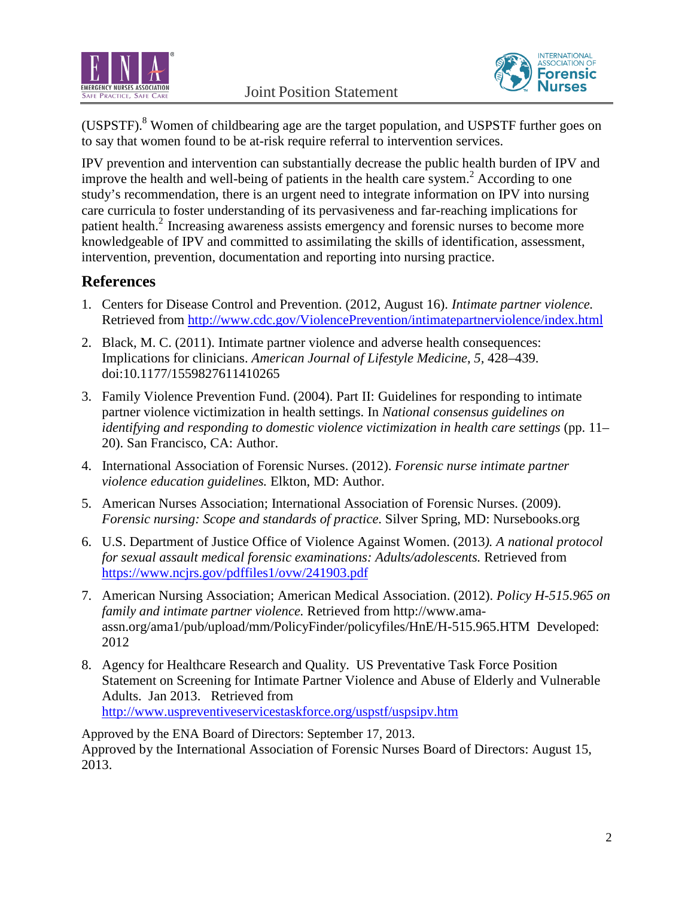(USPSTF).[8] Women of childbearing age are the target population, and USPSTF further goes on to say that women found to be at-risk require referral to intervention services.

IPV prevention and intervention can substantially decrease the public health burden of IPV and improve the health and well-being of patients in the health care system.[2] According to one study's recommendation, there is an urgent need to integrate information on IPV into nursing care curricula to foster understanding of its pervasiveness and far-reaching implications for patient health.[2] Increasing awareness assists emergency and forensic nurses to become more knowledgeable of IPV and committed to assimilating the skills of identification, assessment, intervention, prevention, documentation and reporting into nursing practice.

## References

1. Centers for Disease Control and Prevention. (2012, August 16). *Intimate partner violence.* Retrieved from http://www.cdc.gov/ViolencePrevention/intimatepartnerviolence/index.html
2. Black, M. C. (2011). Intimate partner violence and adverse health consequences: Implications for clinicians. *American Journal of Lifestyle Medicine, 5,* 428–439. doi:10.1177/1559827611410265
3. Family Violence Prevention Fund. (2004). Part II: Guidelines for responding to intimate partner violence victimization in health settings. In *National consensus guidelines on identifying and responding to domestic violence victimization in health care settings* (pp. 11–20). San Francisco, CA: Author.
4. International Association of Forensic Nurses. (2012). *Forensic nurse intimate partner violence education guidelines.* Elkton, MD: Author.
5. American Nurses Association; International Association of Forensic Nurses. (2009). *Forensic nursing: Scope and standards of practice.* Silver Spring, MD: Nursebooks.org
6. U.S. Department of Justice Office of Violence Against Women. (2013*). A national protocol for sexual assault medical forensic examinations: Adults/adolescents.* Retrieved from https://www.ncjrs.gov/pdffiles1/ovw/241903.pdf
7. American Nursing Association; American Medical Association. (2012). *Policy H-515.965 on family and intimate partner violence.* Retrieved from http://www.ama-assn.org/ama1/pub/upload/mm/PolicyFinder/policyfiles/HnE/H-515.965.HTM Developed: 2012
8. Agency for Healthcare Research and Quality. US Preventative Task Force Position Statement on Screening for Intimate Partner Violence and Abuse of Elderly and Vulnerable Adults. Jan 2013. Retrieved from http://www.uspreventiveservicestaskforce.org/uspstf/uspsipv.htm

Approved by the ENA Board of Directors: September 17, 2013.
Approved by the International Association of Forensic Nurses Board of Directors: August 15, 2013.